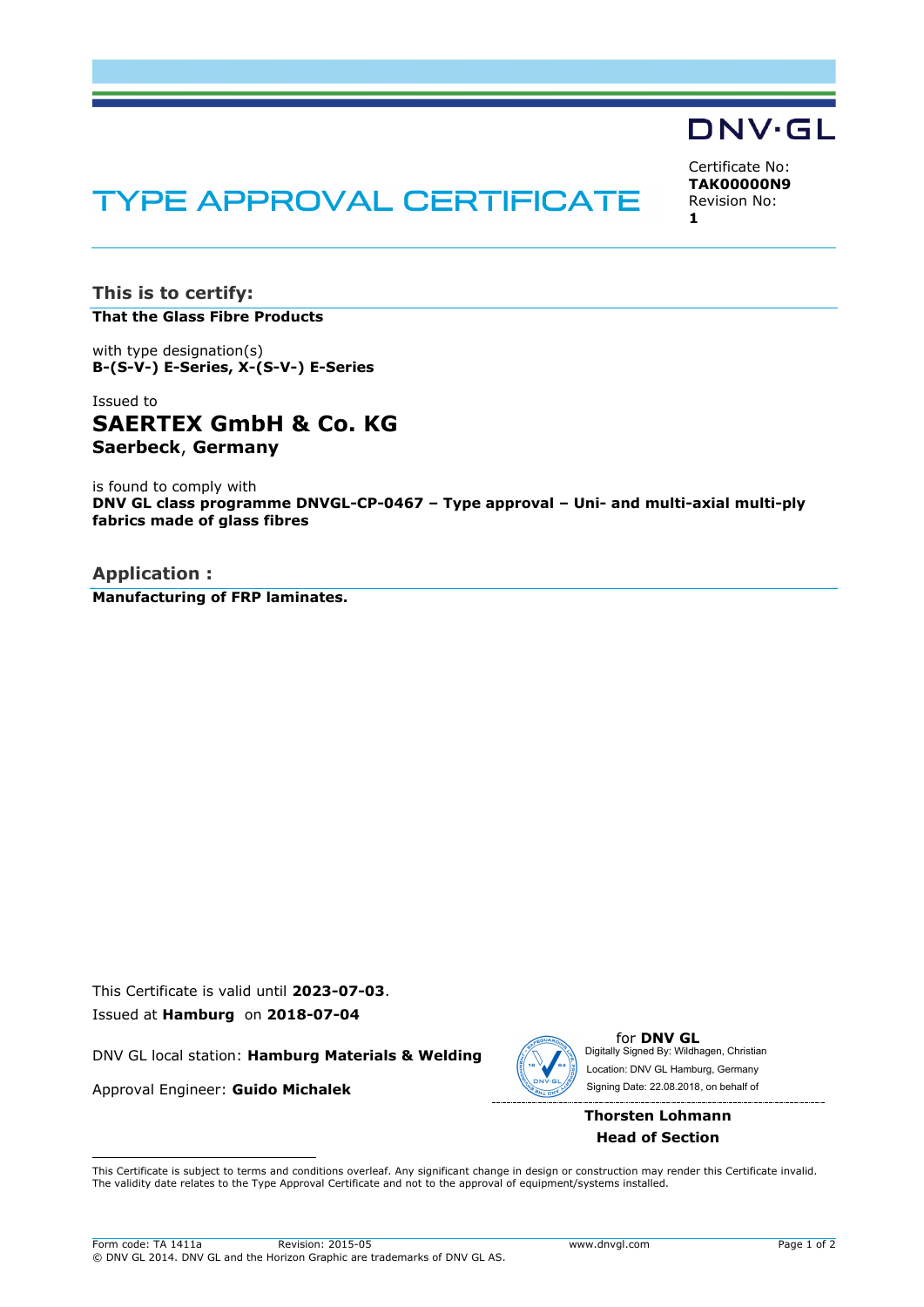DNV·GL

# TYPE APPROVAL CERTIFICATE

Certificate No:
**TAK00000N9**
Revision No:
**1**

## This is to certify:

**That the Glass Fibre Products**

with type designation(s)
**B-(S-V-) E-Series, X-(S-V-) E-Series**

Issued to
**SAERTEX GmbH & Co. KG**
**Saerbeck, Germany**

is found to comply with
**DNV GL class programme DNVGL-CP-0467 – Type approval – Uni- and multi-axial multi-ply fabrics made of glass fibres**

## Application :

**Manufacturing of FRP laminates.**

This Certificate is valid until **2023-07-03**.
Issued at **Hamburg** on **2018-07-04**

DNV GL local station: **Hamburg Materials & Welding**

Approval Engineer: **Guido Michalek**

for **DNV GL**
Digitally Signed By: Wildhagen, Christian
Location: DNV GL Hamburg, Germany
Signing Date: 22.08.2018, on behalf of

**Thorsten Lohmann**
**Head of Section**

This Certificate is subject to terms and conditions overleaf. Any significant change in design or construction may render this Certificate invalid. The validity date relates to the Type Approval Certificate and not to the approval of equipment/systems installed.

Form code: TA 1411a Revision: 2015-05 www.dnvgl.com
© DNV GL 2014. DNV GL and the Horizon Graphic are trademarks of DNV GL AS.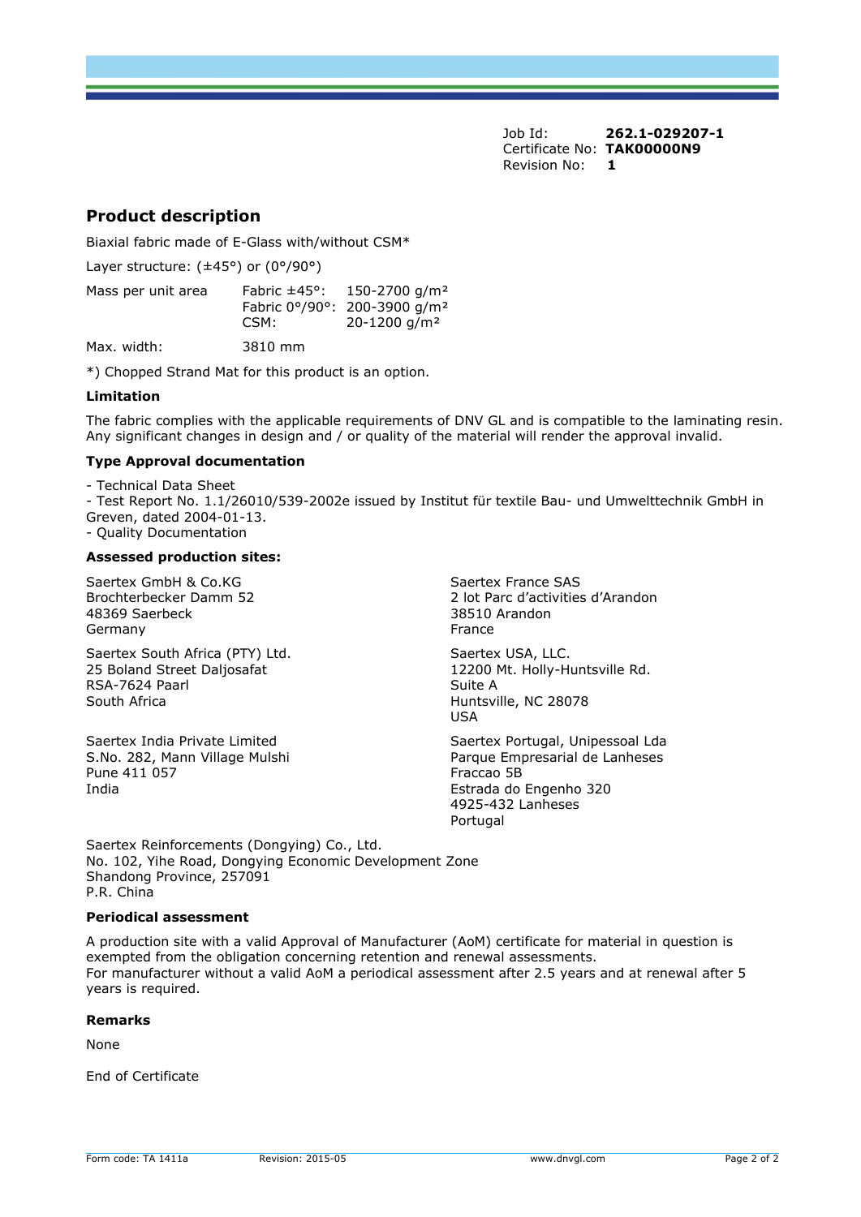Job Id: **262.1-029207-1**
Certificate No: **TAK00000N9**
Revision No: **1**

## Product description

Biaxial fabric made of E-Glass with/without CSM*

Layer structure: (±45°) or (0°/90°)

| | | |
|---|---|---|
| Mass per unit area | Fabric ±45°: | 150-2700 g/m² |
| | Fabric 0°/90°: | 200-3900 g/m² |
| | CSM: | 20-1200 g/m² |
| Max. width: | 3810 mm | |

*) Chopped Strand Mat for this product is an option.

### Limitation

The fabric complies with the applicable requirements of DNV GL and is compatible to the laminating resin. Any significant changes in design and / or quality of the material will render the approval invalid.

### Type Approval documentation

- Technical Data Sheet
- Test Report No. 1.1/26010/539-2002e issued by Institut für textile Bau- und Umwelttechnik GmbH in Greven, dated 2004-01-13.
- Quality Documentation

### Assessed production sites:

Saertex GmbH & Co.KG
Brochterbecker Damm 52
48369 Saerbeck
Germany

Saertex France SAS
2 lot Parc d'activities d'Arandon
38510 Arandon
France

Saertex South Africa (PTY) Ltd.
25 Boland Street Daljosafat
RSA-7624 Paarl
South Africa

Saertex USA, LLC.
12200 Mt. Holly-Huntsville Rd.
Suite A
Huntsville, NC 28078
USA

Saertex India Private Limited
S.No. 282, Mann Village Mulshi
Pune 411 057
India

Saertex Portugal, Unipessoal Lda
Parque Empresarial de Lanheses
Fraccao 5B
Estrada do Engenho 320
4925-432 Lanheses
Portugal

Saertex Reinforcements (Dongying) Co., Ltd.
No. 102, Yihe Road, Dongying Economic Development Zone
Shandong Province, 257091
P.R. China

### Periodical assessment

A production site with a valid Approval of Manufacturer (AoM) certificate for material in question is exempted from the obligation concerning retention and renewal assessments.
For manufacturer without a valid AoM a periodical assessment after 2.5 years and at renewal after 5 years is required.

### Remarks

None

End of Certificate